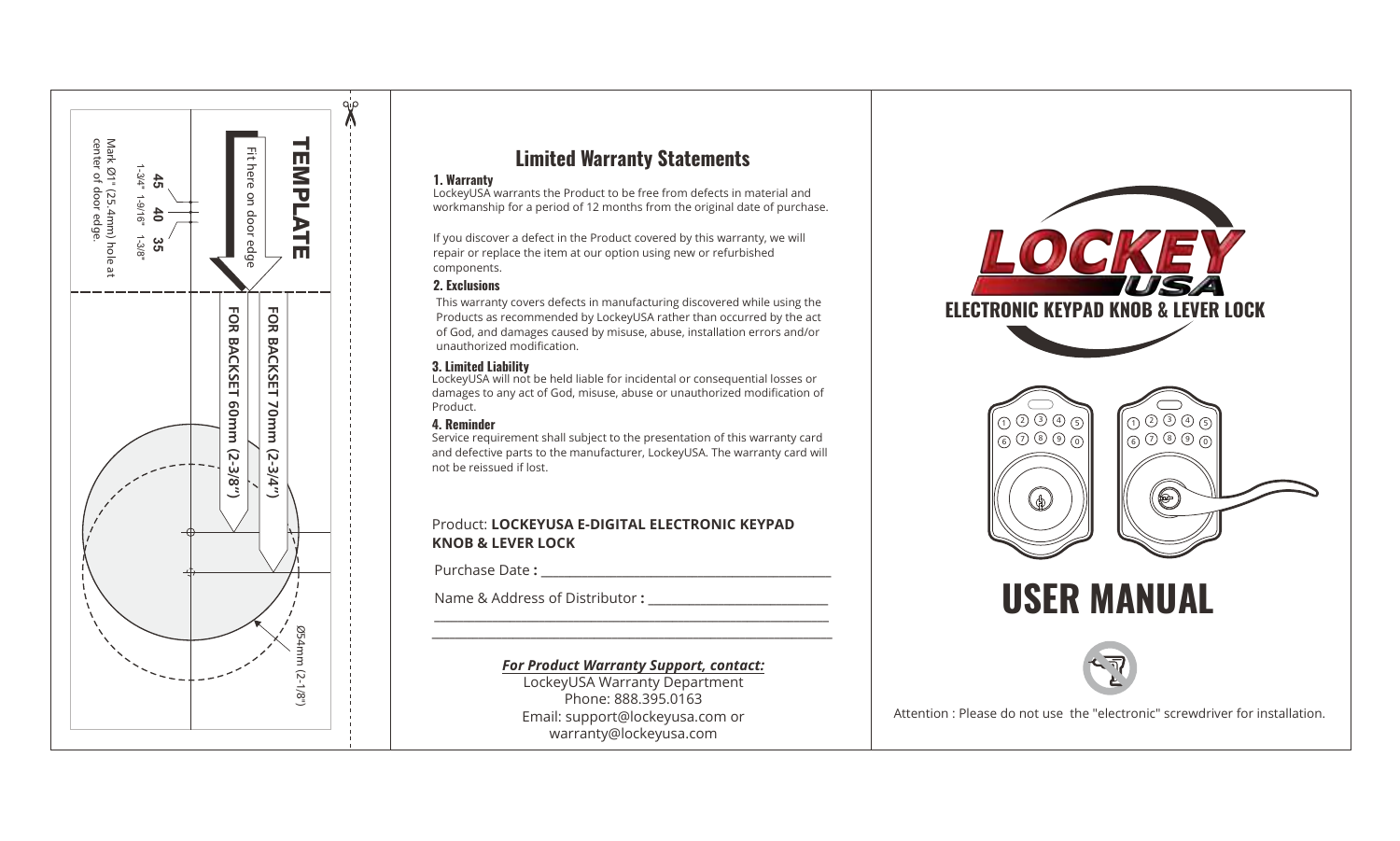## TEMPLATE

Fit here on door edge

45 40 35

1-3/4" 1-9/16" 1-3/8"

Mark Ø1" (25.4mm) hole at center of door edge.

FOR BACKSET 70mm (2-3/4")

FOR BACKSET 60mm (2-3/8")

Ø54mm (2-1/8")

## Limited Warranty Statements

### 1. Warranty

LockeyUSA warrants the Product to be free from defects in material and workmanship for a period of 12 months from the original date of purchase.

If you discover a defect in the Product covered by this warranty, we will repair or replace the item at our option using new or refurbished components.

### 2. Exclusions

This warranty covers defects in manufacturing discovered while using the Products as recommended by LockeyUSA rather than occurred by the act of God, and damages caused by misuse, abuse, installation errors and/or unauthorized modification.

### 3. Limited Liability

LockeyUSA will not be held liable for incidental or consequential losses or damages to any act of God, misuse, abuse or unauthorized modification of Product.

### 4. Reminder

Service requirement shall subject to the presentation of this warranty card and defective parts to the manufacturer, LockeyUSA. The warranty card will not be reissued if lost.

Product: **LOCKEYUSA E-DIGITAL ELECTRONIC KEYPAD KNOB & LEVER LOCK**

Purchase Date **:** ________________________________

Name & Address of Distributor **:** ____________________

______________________________________________

______________________________________________

***For Product Warranty Support, contact:***

LockeyUSA Warranty Department

Phone: 888.395.0163

Email: support@lockeyusa.com or warranty@lockeyusa.com

# LOCKEY USA

## ELECTRONIC KEYPAD KNOB & LEVER LOCK

# USER MANUAL

Attention : Please do not use the "electronic" screwdriver for installation.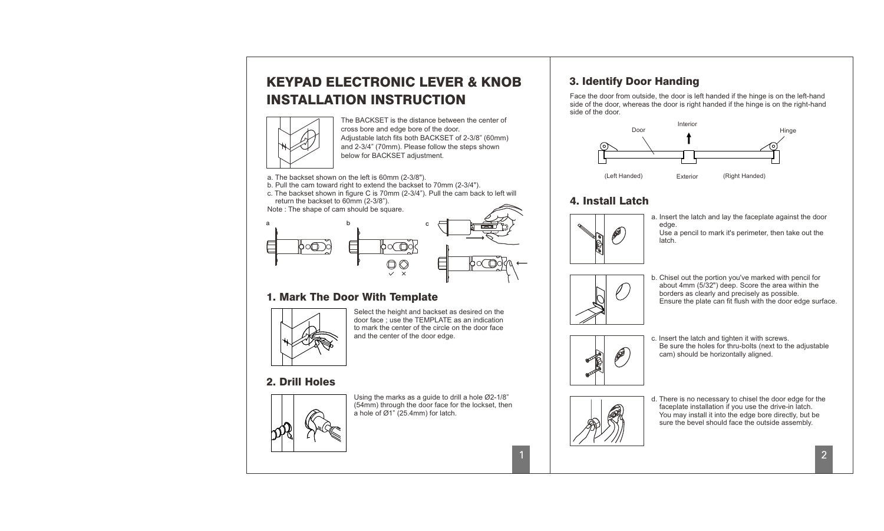# KEYPAD ELECTRONIC LEVER & KNOB INSTALLATION INSTRUCTION

The BACKSET is the distance between the center of cross bore and edge bore of the door.
Adjustable latch fits both BACKSET of 2-3/8" (60mm) and 2-3/4" (70mm). Please follow the steps shown below for BACKSET adjustment.

a. The backset shown on the left is 60mm (2-3/8").
b. Pull the cam toward right to extend the backset to 70mm (2-3/4").
c. The backset shown in figure C is 70mm (2-3/4"). Pull the cam back to left will return the backset to 60mm (2-3/8").
Note : The shape of cam should be square.

a b c

## 1. Mark The Door With Template

Select the height and backset as desired on the door face ; use the TEMPLATE as an indication to mark the center of the circle on the door face and the center of the door edge.

## 2. Drill Holes

Using the marks as a guide to drill a hole Ø2-1/8" (54mm) through the door face for the lockset, then a hole of Ø1" (25.4mm) for latch.

## 3. Identify Door Handing

Face the door from outside, the door is left handed if the hinge is on the left-hand side of the door, whereas the door is right handed if the hinge is on the right-hand side of the door.

Door Interior Hinge
(Left Handed) Exterior (Right Handed)

## 4. Install Latch

a. Insert the latch and lay the faceplate against the door edge.
Use a pencil to mark it's perimeter, then take out the latch.

b. Chisel out the portion you've marked with pencil for about 4mm (5/32") deep. Score the area within the borders as clearly and precisely as possible.
Ensure the plate can fit flush with the door edge surface.

c. Insert the latch and tighten it with screws.
Be sure the holes for thru-bolts (next to the adjustable cam) should be horizontally aligned.

d. There is no necessary to chisel the door edge for the faceplate installation if you use the drive-in latch.
You may install it into the edge bore directly, but be sure the bevel should face the outside assembly.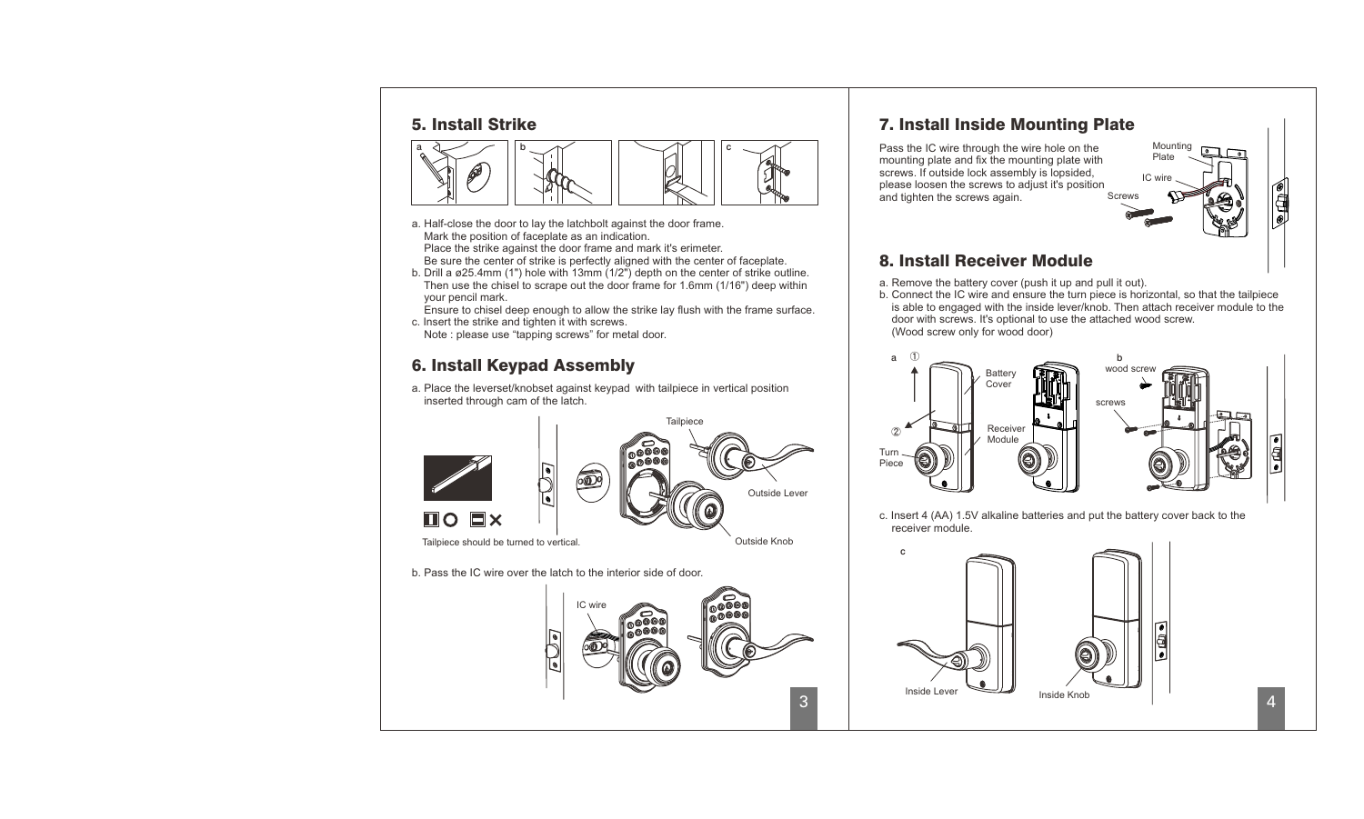## 5. Install Strike

a. Half-close the door to lay the latchbolt against the door frame.
   Mark the position of faceplate as an indication.
   Place the strike against the door frame and mark it's erimeter.
   Be sure the center of strike is perfectly aligned with the center of faceplate.

b. Drill a ø25.4mm (1") hole with 13mm (1/2") depth on the center of strike outline.
   Then use the chisel to scrape out the door frame for 1.6mm (1/16") deep within your pencil mark.
   Ensure to chisel deep enough to allow the strike lay flush with the frame surface.

c. Insert the strike and tighten it with screws.
   Note : please use "tapping screws" for metal door.

## 6. Install Keypad Assembly

a. Place the leverset/knobset against keypad with tailpiece in vertical position inserted through cam of the latch.

Tailpiece should be turned to vertical.

b. Pass the IC wire over the latch to the interior side of door.

## 7. Install Inside Mounting Plate

Pass the IC wire through the wire hole on the mounting plate and fix the mounting plate with screws. If outside lock assembly is lopsided, please loosen the screws to adjust it's position and tighten the screws again.

## 8. Install Receiver Module

a. Remove the battery cover (push it up and pull it out).

b. Connect the IC wire and ensure the turn piece is horizontal, so that the tailpiece is able to engaged with the inside lever/knob. Then attach receiver module to the door with screws. It's optional to use the attached wood screw.
   (Wood screw only for wood door)

c. Insert 4 (AA) 1.5V alkaline batteries and put the battery cover back to the receiver module.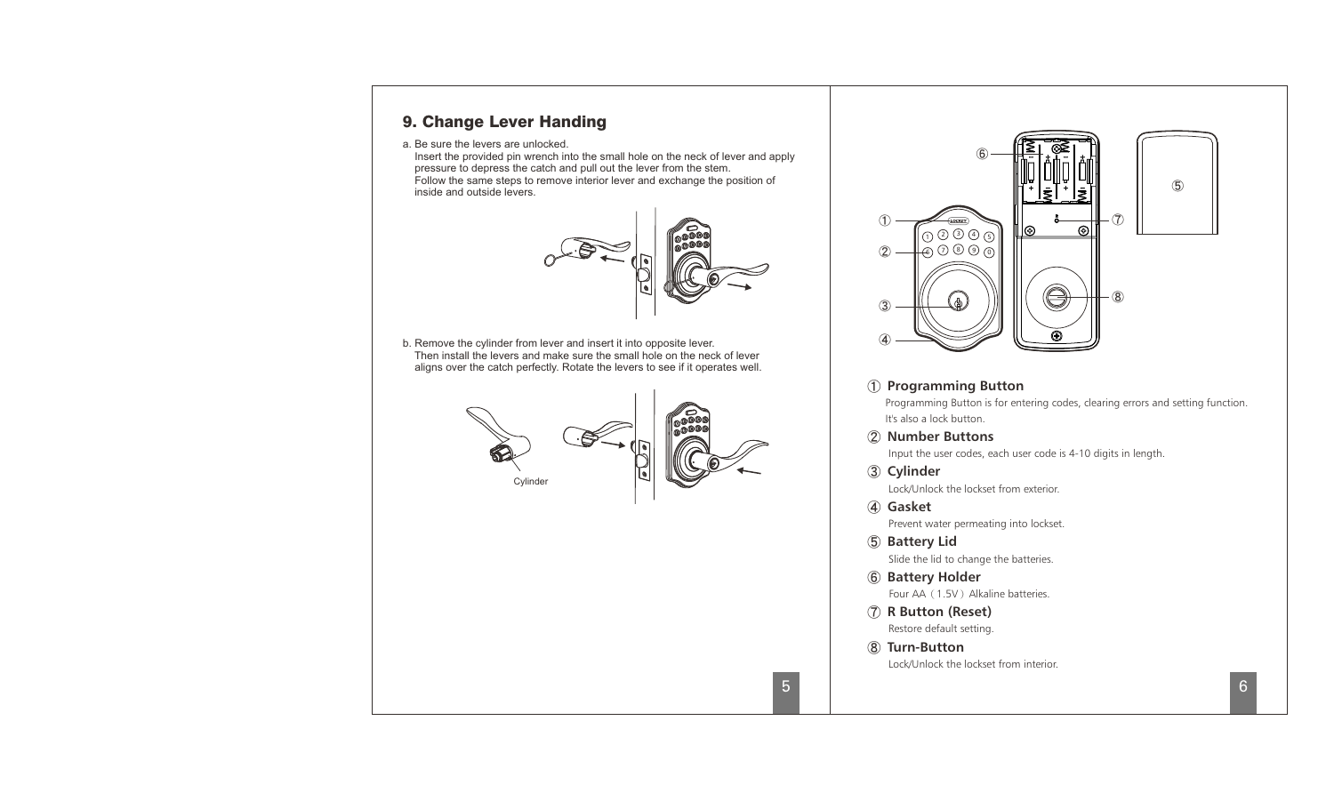## 9. Change Lever Handing

a. Be sure the levers are unlocked.
Insert the provided pin wrench into the small hole on the neck of lever and apply pressure to depress the catch and pull out the lever from the stem.
Follow the same steps to remove interior lever and exchange the position of inside and outside levers.

b. Remove the cylinder from lever and insert it into opposite lever.
Then install the levers and make sure the small hole on the neck of lever aligns over the catch perfectly. Rotate the levers to see if it operates well.

Cylinder

① **Programming Button**
Programming Button is for entering codes, clearing errors and setting function. It's also a lock button.

② **Number Buttons**
Input the user codes, each user code is 4-10 digits in length.

③ **Cylinder**
Lock/Unlock the lockset from exterior.

④ **Gasket**
Prevent water permeating into lockset.

⑤ **Battery Lid**
Slide the lid to change the batteries.

⑥ **Battery Holder**
Four AA（1.5V）Alkaline batteries.

⑦ **R Button (Reset)**
Restore default setting.

⑧ **Turn-Button**
Lock/Unlock the lockset from interior.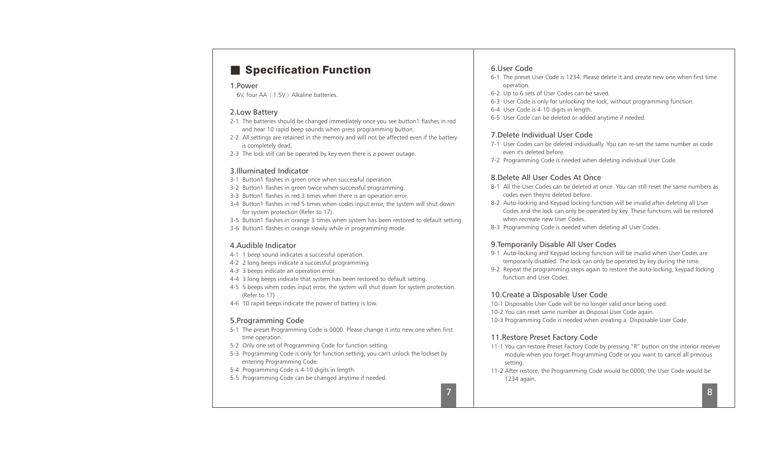## Specification/Function

### 1.Power

6V, four AA（1.5V）Alkaline batteries.

### 2.Low Battery

2-1 The batteries should be changed immediately once you see button1 flashes in red and hear 10 rapid beep sounds when press programming button.

2-2 All settings are retained in the memory and will not be affected even if the battery is completely dead.

2-3 The lock still can be operated by key even there is a power outage.

### 3.Illuminated Indicator

3-1 Button1 flashes in green once when successful operation.

3-2 Button1 flashes in green twice when successful programming.

3-3 Button1 flashes in red 3 times when there is an operation error.

3-4 Button1 flashes in red 5 times when codes input error, the system will shut down for system protection (Refer to 17).

3-5 Button1 flashes in orange 3 times when system has been restored to default setting.

3-6 Button1 flashes in orange slowly while in programming mode.

### 4.Audible Indicator

4-1 1 beep sound indicates a successful operation.

4-2 2 long beeps indicate a successful programming

4-3 3 beeps indicate an operation error.

4-4 3 long beeps indicate that system has been restored to default setting.

4-5 5 beeps when codes input error, the system will shut down for system protection. (Refer to 17)

4-6 10 rapid beeps indicate the power of battery is low.

### 5.Programming Code

5-1 The preset Programming Code is 0000. Please change it into new one when first time operation.

5-2 Only one set of Programming Code for function setting.

5-3 Programming Code is only for function setting, you can't unlock the lockset by entering Programming Code.

5-4 Programming Code is 4-10 digits in length.

5-5 Programming Code can be changed anytime if needed.

### 6.User Code

6-1 The preset User Code is 1234. Please delete it and create new one when first time operation.

6-2 Up to 6 sets of User Codes can be saved.

6-3 User Code is only for unlocking the lock, without programming function.

6-4 User Code is 4-10 digits in length.

6-5 User Code can be deleted or added anytime if needed.

### 7.Delete Individual User Code

7-1 User Codes can be deleted individually. You can re-set the same number as code even it's deleted before.

7-2 Programming Code is needed when deleting individual User Code.

### 8.Delete All User Codes At Once

8-1 All the User Codes can be deleted at once. You can still reset the same numbers as codes even they're deleted before.

8-2 Auto-locking and Keypad locking function will be invalid after deleting all User Codes and the lock can only be operated by key. These functions will be restored when recreate new User Codes.

8-3 Programming Code is needed when deleting all User Codes.

### 9.Temporarily Disable All User Codes

9-1 Auto-locking and Keypad locking function will be invalid when User Codes are temporarily disabled. The lock can only be operated by key during the time.

9-2 Repeat the programming steps again to restore the auto-locking, keypad locking function and User Codes.

### 10.Create a Disposable User Code

10-1 Disposable User Code will be no longer valid once being used.

10-2 You can reset same number as Disposal User Code again.

10-3 Programming Code is needed when creating a Disposable User Code.

### 11.Restore Preset Factory Code

11-1 You can restore Preset Factory Code by pressing "R" button on the interior receiver module when you forget Programming Code or you want to cancel all previous setting.

11-2 After restore, the Programming Code would be 0000; the User Code would be 1234 again.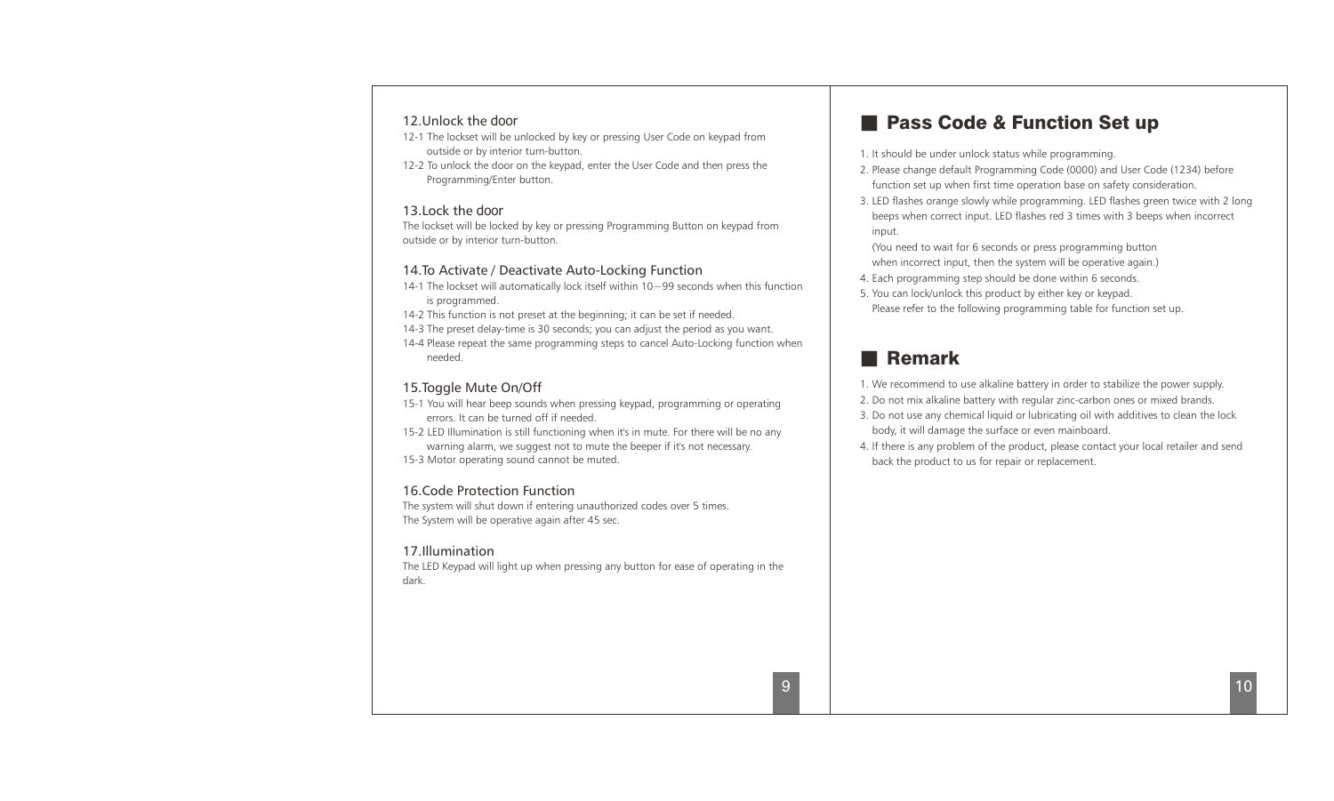### 12.Unlock the door

12-1 The lockset will be unlocked by key or pressing User Code on keypad from outside or by interior turn-button.

12-2 To unlock the door on the keypad, enter the User Code and then press the Programming/Enter button.

### 13.Lock the door

The lockset will be locked by key or pressing Programming Button on keypad from outside or by interior turn-button.

### 14.To Activate / Deactivate Auto-Locking Function

14-1 The lockset will automatically lock itself within 10—99 seconds when this function is programmed.

14-2 This function is not preset at the beginning; it can be set if needed.

14-3 The preset delay-time is 30 seconds; you can adjust the period as you want.

14-4 Please repeat the same programming steps to cancel Auto-Locking function when needed.

### 15.Toggle Mute On/Off

15-1 You will hear beep sounds when pressing keypad, programming or operating errors. It can be turned off if needed.

15-2 LED Illumination is still functioning when it's in mute. For there will be no any warning alarm, we suggest not to mute the beeper if it's not necessary.

15-3 Motor operating sound cannot be muted.

### 16.Code Protection Function

The system will shut down if entering unauthorized codes over 5 times.
The System will be operative again after 45 sec.

### 17.Illumination

The LED Keypad will light up when pressing any button for ease of operating in the dark.

## ■ Pass Code & Function Set up

1. It should be under unlock status while programming.
2. Please change default Programming Code (0000) and User Code (1234) before function set up when first time operation base on safety consideration.
3. LED flashes orange slowly while programming. LED flashes green twice with 2 long beeps when correct input. LED flashes red 3 times with 3 beeps when incorrect input.
   (You need to wait for 6 seconds or press programming button when incorrect input, then the system will be operative again.)
4. Each programming step should be done within 6 seconds.
5. You can lock/unlock this product by either key or keypad.
   Please refer to the following programming table for function set up.

## ■ Remark

1. We recommend to use alkaline battery in order to stabilize the power supply.
2. Do not mix alkaline battery with regular zinc-carbon ones or mixed brands.
3. Do not use any chemical liquid or lubricating oil with additives to clean the lock body, it will damage the surface or even mainboard.
4. If there is any problem of the product, please contact your local retailer and send back the product to us for repair or replacement.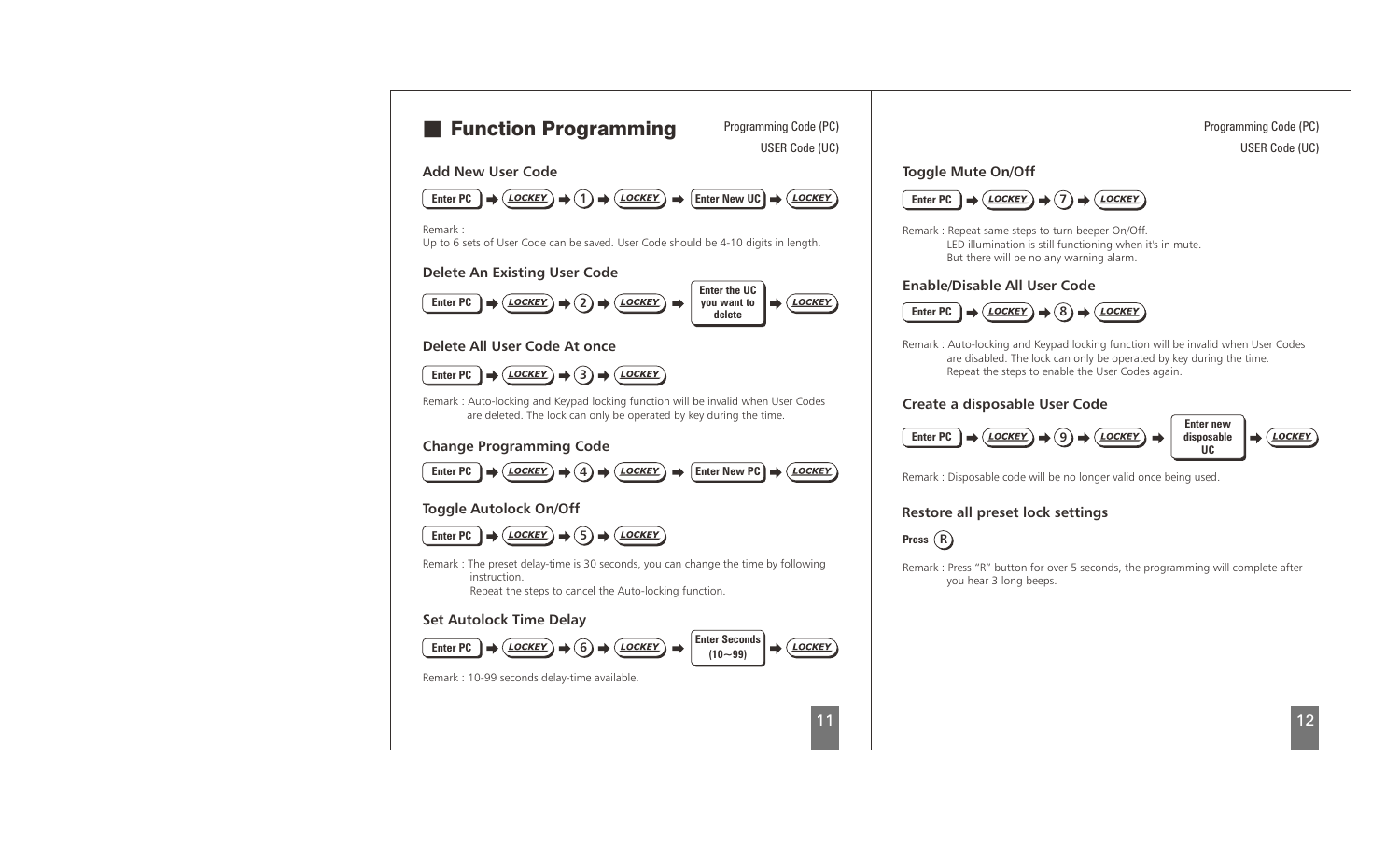## Function Programming

Programming Code (PC)
USER Code (UC)

### Add New User Code

Enter PC → LOCKEY → 1 → LOCKEY → Enter New UC → LOCKEY

Remark :
Up to 6 sets of User Code can be saved. User Code should be 4-10 digits in length.

### Delete An Existing User Code

Enter PC → LOCKEY → 2 → LOCKEY → Enter the UC you want to delete → LOCKEY

### Delete All User Code At once

Enter PC → LOCKEY → 3 → LOCKEY

Remark : Auto-locking and Keypad locking function will be invalid when User Codes are deleted. The lock can only be operated by key during the time.

### Change Programming Code

Enter PC → LOCKEY → 4 → LOCKEY → Enter New PC → LOCKEY

### Toggle Autolock On/Off

Enter PC → LOCKEY → 5 → LOCKEY

Remark : The preset delay-time is 30 seconds, you can change the time by following instruction.
Repeat the steps to cancel the Auto-locking function.

### Set Autolock Time Delay

Enter PC → LOCKEY → 6 → LOCKEY → Enter Seconds (10~99) → LOCKEY

Remark : 10-99 seconds delay-time available.

Programming Code (PC)
USER Code (UC)

### Toggle Mute On/Off

Enter PC → LOCKEY → 7 → LOCKEY

Remark : Repeat same steps to turn beeper On/Off.
LED illumination is still functioning when it's in mute.
But there will be no any warning alarm.

### Enable/Disable All User Code

Enter PC → LOCKEY → 8 → LOCKEY

Remark : Auto-locking and Keypad locking function will be invalid when User Codes are disabled. The lock can only be operated by key during the time.
Repeat the steps to enable the User Codes again.

### Create a disposable User Code

Enter PC → LOCKEY → 9 → LOCKEY → Enter new disposable UC → LOCKEY

Remark : Disposable code will be no longer valid once being used.

### Restore all preset lock settings

Press R

Remark : Press "R" button for over 5 seconds, the programming will complete after you hear 3 long beeps.